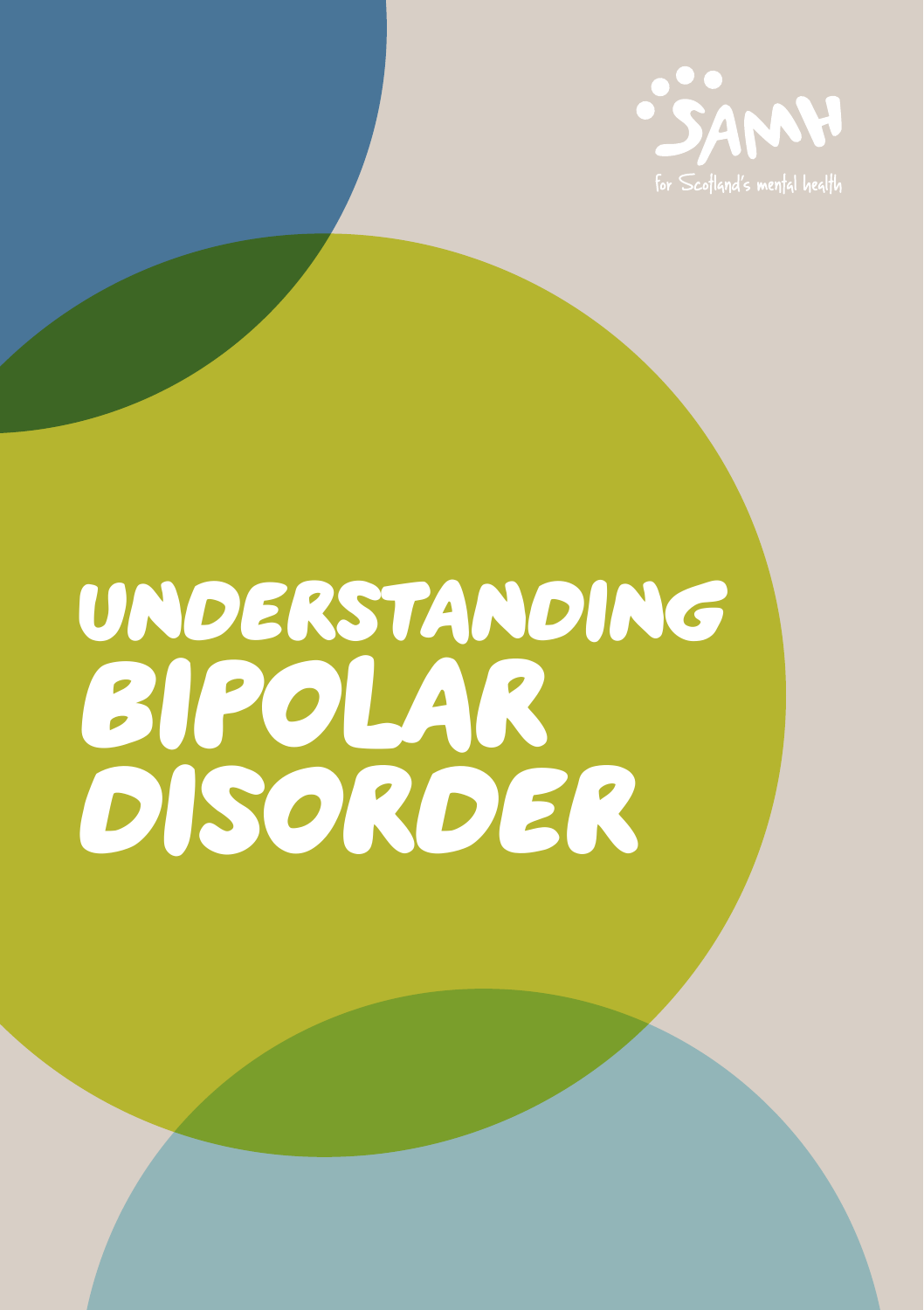SAMH

for Scotland's mental health

# UNDERSTANDING BIPOLAR DISORDER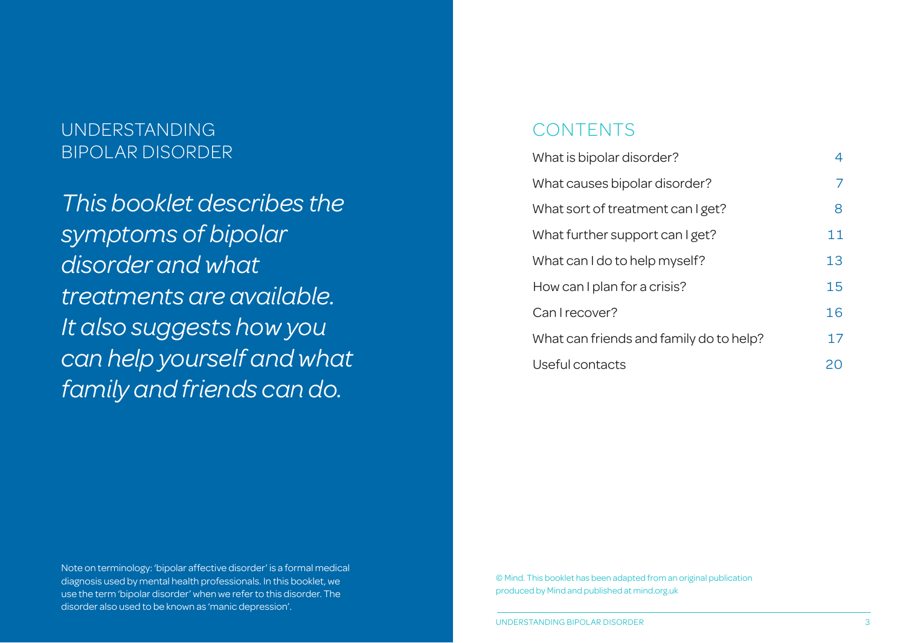# UNDERSTANDING BIPOLAR DISORDER

*This booklet describes the symptoms of bipolar disorder and what treatments are available. It also suggests how you can help yourself and what family and friends can do.*

Note on terminology: 'bipolar affective disorder' is a formal medical diagnosis used by mental health professionals. In this booklet, we use the term 'bipolar disorder' when we refer to this disorder. The disorder also used to be known as 'manic depression'.

## CONTENTS

| | |
|---|---|
| What is bipolar disorder? | 4 |
| What causes bipolar disorder? | 7 |
| What sort of treatment can I get? | 8 |
| What further support can I get? | 11 |
| What can I do to help myself? | 13 |
| How can I plan for a crisis? | 15 |
| Can I recover? | 16 |
| What can friends and family do to help? | 17 |
| Useful contacts | 20 |

© Mind. This booklet has been adapted from an original publication produced by Mind and published at mind.org.uk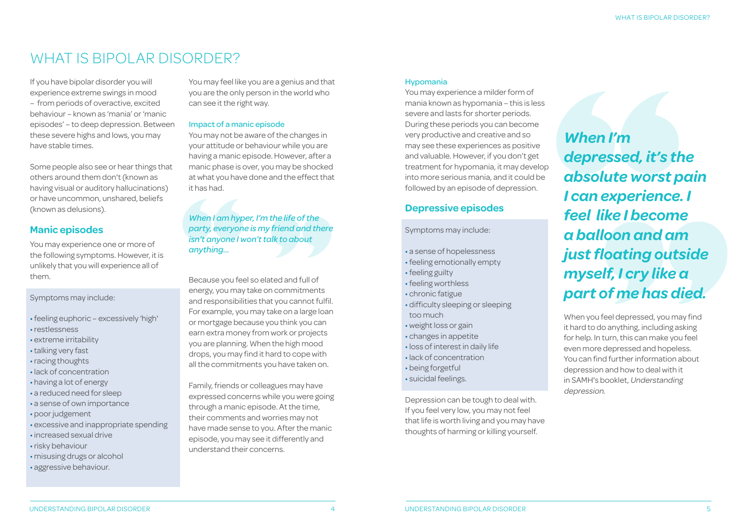# WHAT IS BIPOLAR DISORDER?

If you have bipolar disorder you will experience extreme swings in mood – from periods of overactive, excited behaviour – known as 'mania' or 'manic episodes' – to deep depression. Between these severe highs and lows, you may have stable times.

Some people also see or hear things that others around them don't (known as having visual or auditory hallucinations) or have uncommon, unshared, beliefs (known as delusions).

## Manic episodes

You may experience one or more of the following symptoms. However, it is unlikely that you will experience all of them.

Symptoms may include:

- feeling euphoric – excessively 'high'
- restlessness
- extreme irritability
- talking very fast
- racing thoughts
- lack of concentration
- having a lot of energy
- a reduced need for sleep
- a sense of own importance
- poor judgement
- excessive and inappropriate spending
- increased sexual drive
- risky behaviour
- misusing drugs or alcohol
- aggressive behaviour.

You may feel like you are a genius and that you are the only person in the world who can see it the right way.

### Impact of a manic episode

You may not be aware of the changes in your attitude or behaviour while you are having a manic episode. However, after a manic phase is over, you may be shocked at what you have done and the effect that it has had.

> *When I am hyper, I'm the life of the party, everyone is my friend and there isn't anyone I won't talk to about anything...*

Because you feel so elated and full of energy, you may take on commitments and responsibilities that you cannot fulfil. For example, you may take on a large loan or mortgage because you think you can earn extra money from work or projects you are planning. When the high mood drops, you may find it hard to cope with all the commitments you have taken on.

Family, friends or colleagues may have expressed concerns while you were going through a manic episode. At the time, their comments and worries may not have made sense to you. After the manic episode, you may see it differently and understand their concerns.

### Hypomania

You may experience a milder form of mania known as hypomania – this is less severe and lasts for shorter periods. During these periods you can become very productive and creative and so may see these experiences as positive and valuable. However, if you don't get treatment for hypomania, it may develop into more serious mania, and it could be followed by an episode of depression.

## Depressive episodes

Symptoms may include:

- a sense of hopelessness
- feeling emotionally empty
- feeling guilty
- feeling worthless
- chronic fatigue
- difficulty sleeping or sleeping too much
- weight loss or gain
- changes in appetite
- loss of interest in daily life
- lack of concentration
- being forgetful
- suicidal feelings.

Depression can be tough to deal with. If you feel very low, you may not feel that life is worth living and you may have thoughts of harming or killing yourself.

> ***When I'm depressed, it's the absolute worst pain I can experience. I feel like I become a balloon and am just floating outside myself, I cry like a part of me has died.***

When you feel depressed, you may find it hard to do anything, including asking for help. In turn, this can make you feel even more depressed and hopeless. You can find further information about depression and how to deal with it in SAMH's booklet, *Understanding depression.*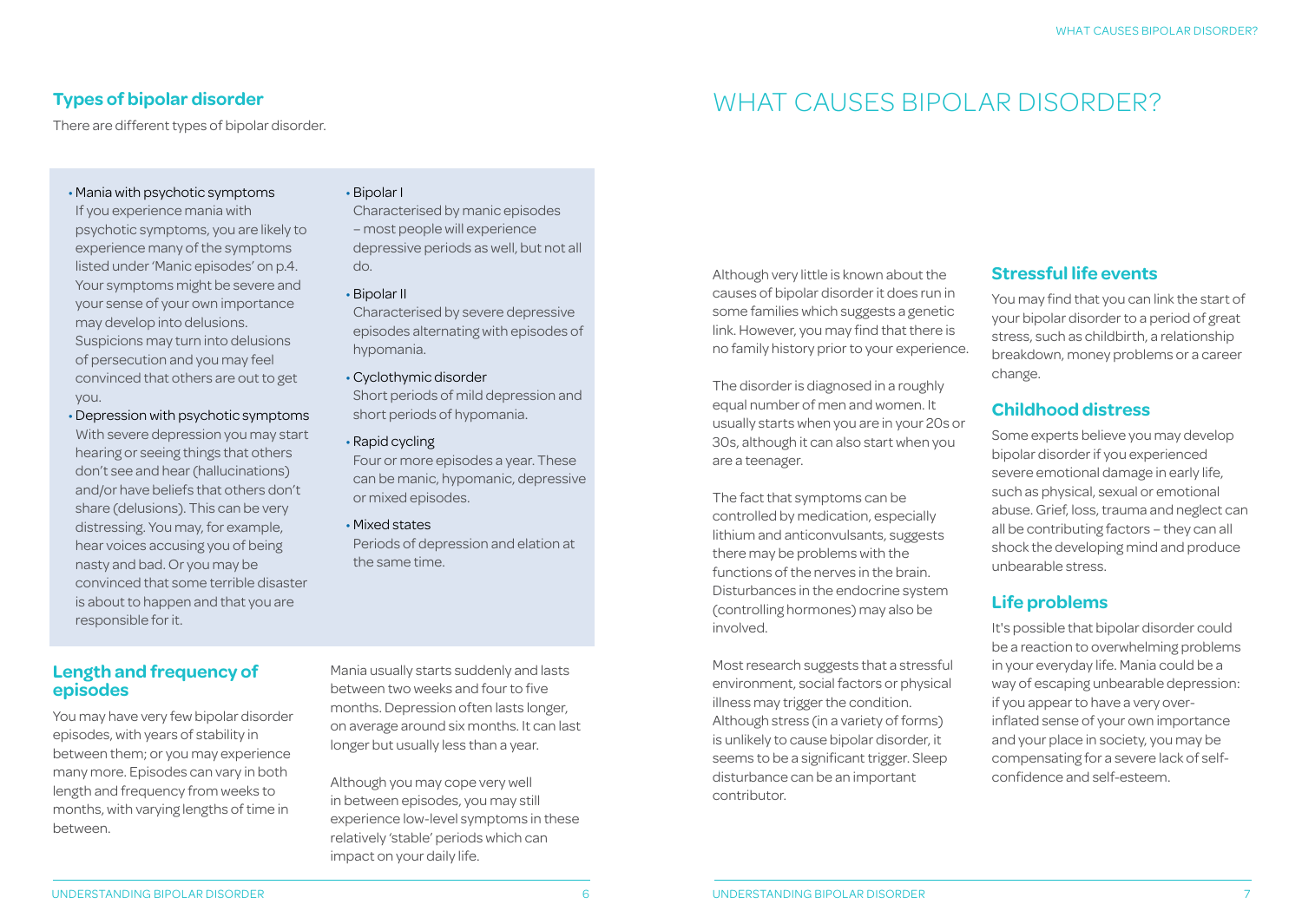## Types of bipolar disorder

There are different types of bipolar disorder.

- Mania with psychotic symptoms
  If you experience mania with psychotic symptoms, you are likely to experience many of the symptoms listed under 'Manic episodes' on p.4. Your symptoms might be severe and your sense of your own importance may develop into delusions. Suspicions may turn into delusions of persecution and you may feel convinced that others are out to get you.
- Depression with psychotic symptoms
  With severe depression you may start hearing or seeing things that others don't see and hear (hallucinations) and/or have beliefs that others don't share (delusions). This can be very distressing. You may, for example, hear voices accusing you of being nasty and bad. Or you may be convinced that some terrible disaster is about to happen and that you are responsible for it.
- Bipolar I
  Characterised by manic episodes – most people will experience depressive periods as well, but not all do.
- Bipolar II
  Characterised by severe depressive episodes alternating with episodes of hypomania.
- Cyclothymic disorder
  Short periods of mild depression and short periods of hypomania.
- Rapid cycling
  Four or more episodes a year. These can be manic, hypomanic, depressive or mixed episodes.
- Mixed states
  Periods of depression and elation at the same time.

## Length and frequency of episodes

You may have very few bipolar disorder episodes, with years of stability in between them; or you may experience many more. Episodes can vary in both length and frequency from weeks to months, with varying lengths of time in between.

Mania usually starts suddenly and lasts between two weeks and four to five months. Depression often lasts longer, on average around six months. It can last longer but usually less than a year.

Although you may cope very well in between episodes, you may still experience low-level symptoms in these relatively 'stable' periods which can impact on your daily life.

# WHAT CAUSES BIPOLAR DISORDER?

Although very little is known about the causes of bipolar disorder it does run in some families which suggests a genetic link. However, you may find that there is no family history prior to your experience.

The disorder is diagnosed in a roughly equal number of men and women. It usually starts when you are in your 20s or 30s, although it can also start when you are a teenager.

The fact that symptoms can be controlled by medication, especially lithium and anticonvulsants, suggests there may be problems with the functions of the nerves in the brain. Disturbances in the endocrine system (controlling hormones) may also be involved.

Most research suggests that a stressful environment, social factors or physical illness may trigger the condition. Although stress (in a variety of forms) is unlikely to cause bipolar disorder, it seems to be a significant trigger. Sleep disturbance can be an important contributor.

## Stressful life events

You may find that you can link the start of your bipolar disorder to a period of great stress, such as childbirth, a relationship breakdown, money problems or a career change.

## Childhood distress

Some experts believe you may develop bipolar disorder if you experienced severe emotional damage in early life, such as physical, sexual or emotional abuse. Grief, loss, trauma and neglect can all be contributing factors – they can all shock the developing mind and produce unbearable stress.

## Life problems

It's possible that bipolar disorder could be a reaction to overwhelming problems in your everyday life. Mania could be a way of escaping unbearable depression: if you appear to have a very over-inflated sense of your own importance and your place in society, you may be compensating for a severe lack of self-confidence and self-esteem.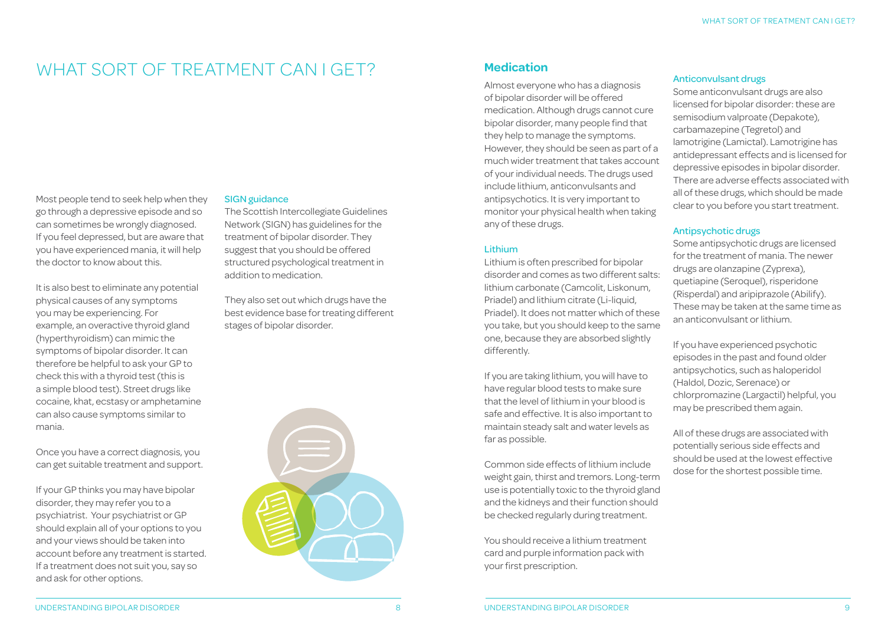# WHAT SORT OF TREATMENT CAN I GET?

Most people tend to seek help when they go through a depressive episode and so can sometimes be wrongly diagnosed. If you feel depressed, but are aware that you have experienced mania, it will help the doctor to know about this.

It is also best to eliminate any potential physical causes of any symptoms you may be experiencing. For example, an overactive thyroid gland (hyperthyroidism) can mimic the symptoms of bipolar disorder. It can therefore be helpful to ask your GP to check this with a thyroid test (this is a simple blood test). Street drugs like cocaine, khat, ecstasy or amphetamine can also cause symptoms similar to mania.

Once you have a correct diagnosis, you can get suitable treatment and support.

If your GP thinks you may have bipolar disorder, they may refer you to a psychiatrist. Your psychiatrist or GP should explain all of your options to you and your views should be taken into account before any treatment is started. If a treatment does not suit you, say so and ask for other options.

### SIGN guidance

The Scottish Intercollegiate Guidelines Network (SIGN) has guidelines for the treatment of bipolar disorder. They suggest that you should be offered structured psychological treatment in addition to medication.

They also set out which drugs have the best evidence base for treating different stages of bipolar disorder.

## Medication

Almost everyone who has a diagnosis of bipolar disorder will be offered medication. Although drugs cannot cure bipolar disorder, many people find that they help to manage the symptoms. However, they should be seen as part of a much wider treatment that takes account of your individual needs. The drugs used include lithium, anticonvulsants and antipsychotics. It is very important to monitor your physical health when taking any of these drugs.

### Lithium

Lithium is often prescribed for bipolar disorder and comes as two different salts: lithium carbonate (Camcolit, Liskonum, Priadel) and lithium citrate (Li-liquid, Priadel). It does not matter which of these you take, but you should keep to the same one, because they are absorbed slightly differently.

If you are taking lithium, you will have to have regular blood tests to make sure that the level of lithium in your blood is safe and effective. It is also important to maintain steady salt and water levels as far as possible.

Common side effects of lithium include weight gain, thirst and tremors. Long-term use is potentially toxic to the thyroid gland and the kidneys and their function should be checked regularly during treatment.

You should receive a lithium treatment card and purple information pack with your first prescription.

### Anticonvulsant drugs

Some anticonvulsant drugs are also licensed for bipolar disorder: these are semisodium valproate (Depakote), carbamazepine (Tegretol) and lamotrigine (Lamictal). Lamotrigine has antidepressant effects and is licensed for depressive episodes in bipolar disorder. There are adverse effects associated with all of these drugs, which should be made clear to you before you start treatment.

### Antipsychotic drugs

Some antipsychotic drugs are licensed for the treatment of mania. The newer drugs are olanzapine (Zyprexa), quetiapine (Seroquel), risperidone (Risperdal) and aripiprazole (Abilify). These may be taken at the same time as an anticonvulsant or lithium.

If you have experienced psychotic episodes in the past and found older antipsychotics, such as haloperidol (Haldol, Dozic, Serenace) or chlorpromazine (Largactil) helpful, you may be prescribed them again.

All of these drugs are associated with potentially serious side effects and should be used at the lowest effective dose for the shortest possible time.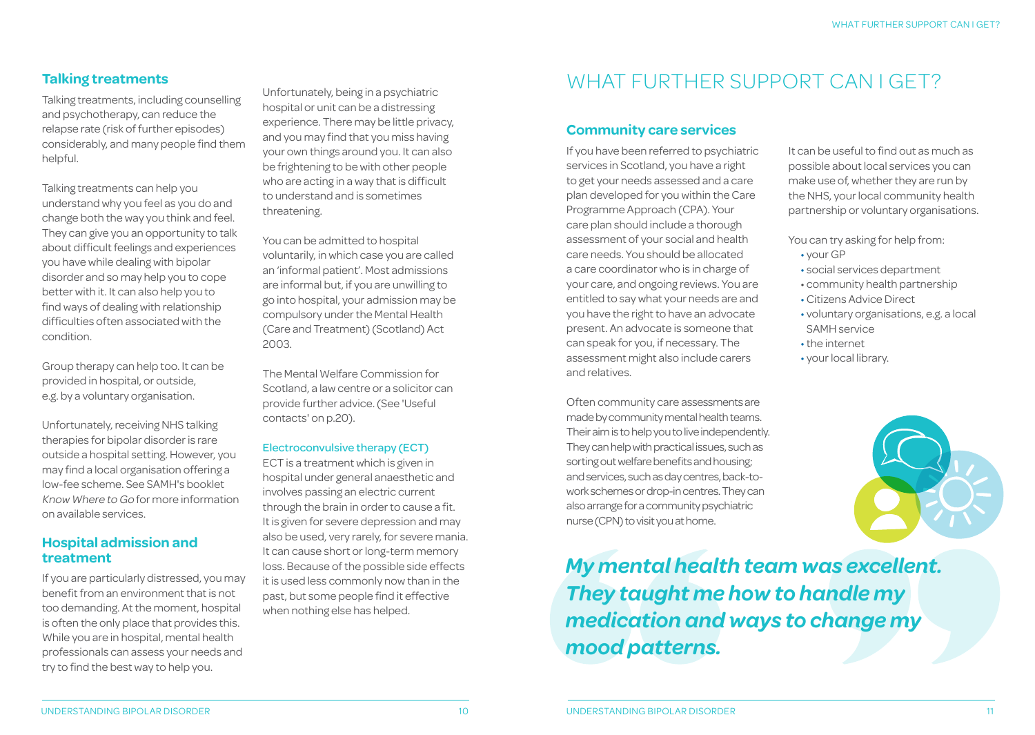### Talking treatments

Talking treatments, including counselling and psychotherapy, can reduce the relapse rate (risk of further episodes) considerably, and many people find them helpful.

Talking treatments can help you understand why you feel as you do and change both the way you think and feel. They can give you an opportunity to talk about difficult feelings and experiences you have while dealing with bipolar disorder and so may help you to cope better with it. It can also help you to find ways of dealing with relationship difficulties often associated with the condition.

Group therapy can help too. It can be provided in hospital, or outside, e.g. by a voluntary organisation.

Unfortunately, receiving NHS talking therapies for bipolar disorder is rare outside a hospital setting. However, you may find a local organisation offering a low-fee scheme. See SAMH's booklet *Know Where to Go* for more information on available services.

### Hospital admission and treatment

If you are particularly distressed, you may benefit from an environment that is not too demanding. At the moment, hospital is often the only place that provides this. While you are in hospital, mental health professionals can assess your needs and try to find the best way to help you.

Unfortunately, being in a psychiatric hospital or unit can be a distressing experience. There may be little privacy, and you may find that you miss having your own things around you. It can also be frightening to be with other people who are acting in a way that is difficult to understand and is sometimes threatening.

You can be admitted to hospital voluntarily, in which case you are called an 'informal patient'. Most admissions are informal but, if you are unwilling to go into hospital, your admission may be compulsory under the Mental Health (Care and Treatment) (Scotland) Act 2003.

The Mental Welfare Commission for Scotland, a law centre or a solicitor can provide further advice. (See 'Useful contacts' on p.20).

#### Electroconvulsive therapy (ECT)

ECT is a treatment which is given in hospital under general anaesthetic and involves passing an electric current through the brain in order to cause a fit. It is given for severe depression and may also be used, very rarely, for severe mania. It can cause short or long-term memory loss. Because of the possible side effects it is used less commonly now than in the past, but some people find it effective when nothing else has helped.

# WHAT FURTHER SUPPORT CAN I GET?

### Community care services

If you have been referred to psychiatric services in Scotland, you have a right to get your needs assessed and a care plan developed for you within the Care Programme Approach (CPA). Your care plan should include a thorough assessment of your social and health care needs. You should be allocated a care coordinator who is in charge of your care, and ongoing reviews. You are entitled to say what your needs are and you have the right to have an advocate present. An advocate is someone that can speak for you, if necessary. The assessment might also include carers and relatives.

Often community care assessments are made by community mental health teams. Their aim is to help you to live independently. They can help with practical issues, such as sorting out welfare benefits and housing; and services, such as day centres, back-to-work schemes or drop-in centres. They can also arrange for a community psychiatric nurse (CPN) to visit you at home.

It can be useful to find out as much as possible about local services you can make use of, whether they are run by the NHS, your local community health partnership or voluntary organisations.

You can try asking for help from:

- your GP
- social services department
- community health partnership
- Citizens Advice Direct
- voluntary organisations, e.g. a local SAMH service
- the internet
- your local library.

***My mental health team was excellent. They taught me how to handle my medication and ways to change my mood patterns.***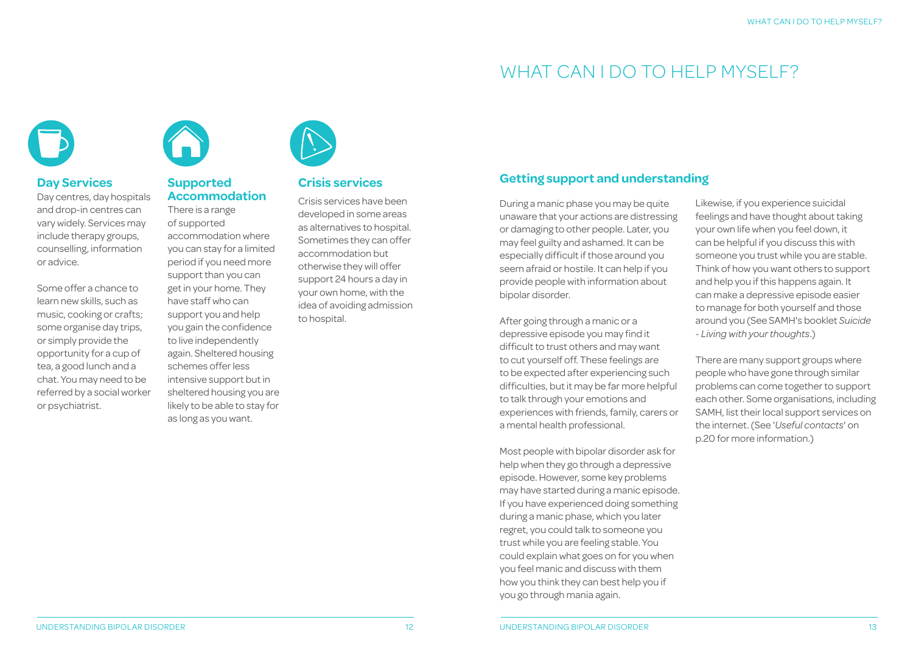### Day Services

Day centres, day hospitals and drop-in centres can vary widely. Services may include therapy groups, counselling, information or advice.

Some offer a chance to learn new skills, such as music, cooking or crafts; some organise day trips, or simply provide the opportunity for a cup of tea, a good lunch and a chat. You may need to be referred by a social worker or psychiatrist.

### Supported Accommodation

There is a range of supported accommodation where you can stay for a limited period if you need more support than you can get in your home. They have staff who can support you and help you gain the confidence to live independently again. Sheltered housing schemes offer less intensive support but in sheltered housing you are likely to be able to stay for as long as you want.

### Crisis services

Crisis services have been developed in some areas as alternatives to hospital. Sometimes they can offer accommodation but otherwise they will offer support 24 hours a day in your own home, with the idea of avoiding admission to hospital.

# WHAT CAN I DO TO HELP MYSELF?

## Getting support and understanding

During a manic phase you may be quite unaware that your actions are distressing or damaging to other people. Later, you may feel guilty and ashamed. It can be especially difficult if those around you seem afraid or hostile. It can help if you provide people with information about bipolar disorder.

After going through a manic or a depressive episode you may find it difficult to trust others and may want to cut yourself off. These feelings are to be expected after experiencing such difficulties, but it may be far more helpful to talk through your emotions and experiences with friends, family, carers or a mental health professional.

Most people with bipolar disorder ask for help when they go through a depressive episode. However, some key problems may have started during a manic episode. If you have experienced doing something during a manic phase, which you later regret, you could talk to someone you trust while you are feeling stable. You could explain what goes on for you when you feel manic and discuss with them how you think they can best help you if you go through mania again.

Likewise, if you experience suicidal feelings and have thought about taking your own life when you feel down, it can be helpful if you discuss this with someone you trust while you are stable. Think of how you want others to support and help you if this happens again. It can make a depressive episode easier to manage for both yourself and those around you (See SAMH's booklet *Suicide - Living with your thoughts*.)

There are many support groups where people who have gone through similar problems can come together to support each other. Some organisations, including SAMH, list their local support services on the internet. (See '*Useful contacts*' on p.20 for more information.)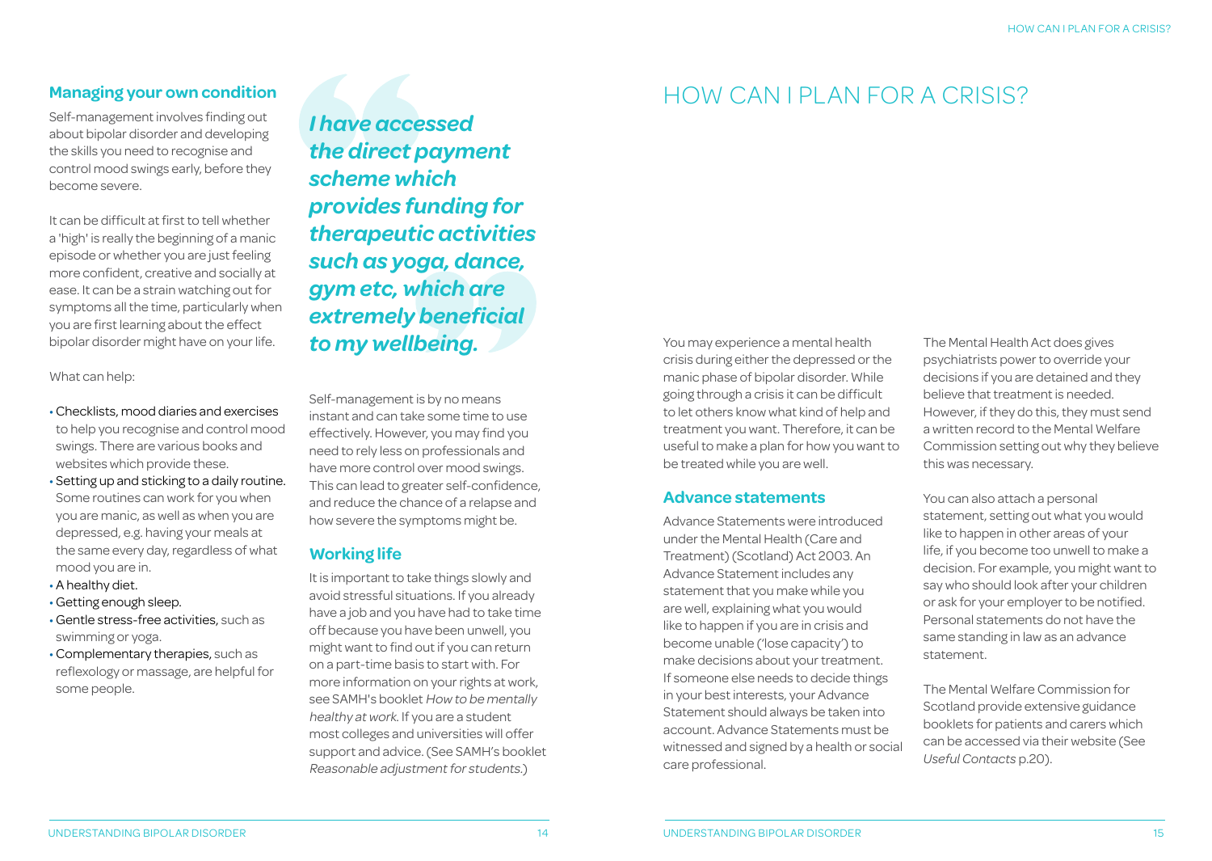## Managing your own condition

Self-management involves finding out about bipolar disorder and developing the skills you need to recognise and control mood swings early, before they become severe.

It can be difficult at first to tell whether a 'high' is really the beginning of a manic episode or whether you are just feeling more confident, creative and socially at ease. It can be a strain watching out for symptoms all the time, particularly when you are first learning about the effect bipolar disorder might have on your life.

What can help:

- Checklists, mood diaries and exercises to help you recognise and control mood swings. There are various books and websites which provide these.
- Setting up and sticking to a daily routine. Some routines can work for you when you are manic, as well as when you are depressed, e.g. having your meals at the same every day, regardless of what mood you are in.
- A healthy diet.
- Getting enough sleep.
- Gentle stress-free activities, such as swimming or yoga.
- Complementary therapies, such as reflexology or massage, are helpful for some people.

> ***I have accessed the direct payment scheme which provides funding for therapeutic activities such as yoga, dance, gym etc, which are extremely beneficial to my wellbeing.***

Self-management is by no means instant and can take some time to use effectively. However, you may find you need to rely less on professionals and have more control over mood swings. This can lead to greater self-confidence, and reduce the chance of a relapse and how severe the symptoms might be.

### Working life

It is important to take things slowly and avoid stressful situations. If you already have a job and you have had to take time off because you have been unwell, you might want to find out if you can return on a part-time basis to start with. For more information on your rights at work, see SAMH's booklet *How to be mentally healthy at work*. If you are a student most colleges and universities will offer support and advice. (See SAMH's booklet *Reasonable adjustment for students*.)

# HOW CAN I PLAN FOR A CRISIS?

You may experience a mental health crisis during either the depressed or the manic phase of bipolar disorder. While going through a crisis it can be difficult to let others know what kind of help and treatment you want. Therefore, it can be useful to make a plan for how you want to be treated while you are well.

## Advance statements

Advance Statements were introduced under the Mental Health (Care and Treatment) (Scotland) Act 2003. An Advance Statement includes any statement that you make while you are well, explaining what you would like to happen if you are in crisis and become unable ('lose capacity') to make decisions about your treatment. If someone else needs to decide things in your best interests, your Advance Statement should always be taken into account. Advance Statements must be witnessed and signed by a health or social care professional.

The Mental Health Act does gives psychiatrists power to override your decisions if you are detained and they believe that treatment is needed. However, if they do this, they must send a written record to the Mental Welfare Commission setting out why they believe this was necessary.

You can also attach a personal statement, setting out what you would like to happen in other areas of your life, if you become too unwell to make a decision. For example, you might want to say who should look after your children or ask for your employer to be notified. Personal statements do not have the same standing in law as an advance statement.

The Mental Welfare Commission for Scotland provide extensive guidance booklets for patients and carers which can be accessed via their website (See *Useful Contacts* p.20).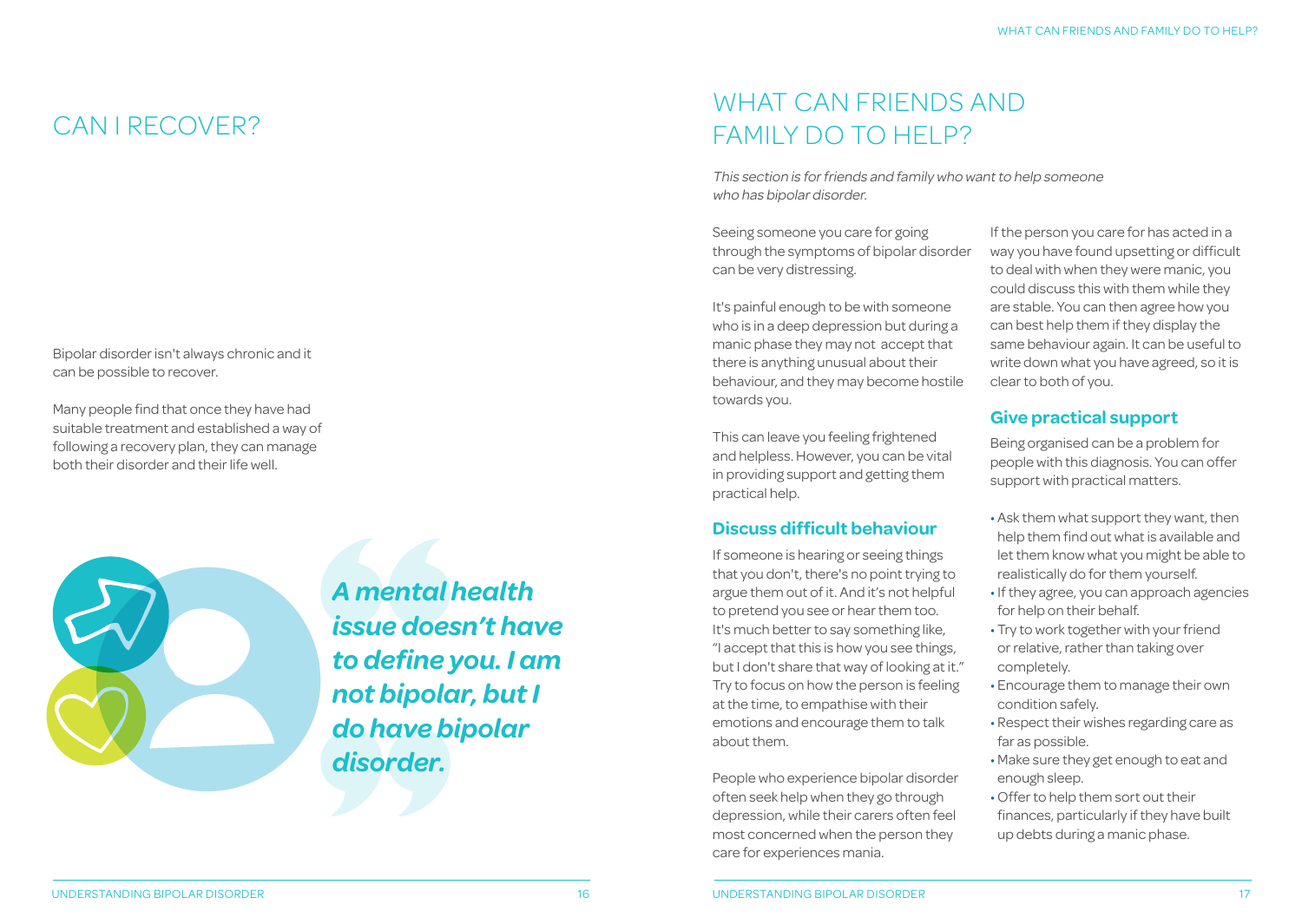# CAN I RECOVER?

Bipolar disorder isn't always chronic and it can be possible to recover.

Many people find that once they have had suitable treatment and established a way of following a recovery plan, they can manage both their disorder and their life well.

> ***A mental health issue doesn't have to define you. I am not bipolar, but I do have bipolar disorder.***

# WHAT CAN FRIENDS AND FAMILY DO TO HELP?

*This section is for friends and family who want to help someone who has bipolar disorder.*

Seeing someone you care for going through the symptoms of bipolar disorder can be very distressing.

It's painful enough to be with someone who is in a deep depression but during a manic phase they may not accept that there is anything unusual about their behaviour, and they may become hostile towards you.

This can leave you feeling frightened and helpless. However, you can be vital in providing support and getting them practical help.

## Discuss difficult behaviour

If someone is hearing or seeing things that you don't, there's no point trying to argue them out of it. And it's not helpful to pretend you see or hear them too. It's much better to say something like, "I accept that this is how you see things, but I don't share that way of looking at it." Try to focus on how the person is feeling at the time, to empathise with their emotions and encourage them to talk about them.

People who experience bipolar disorder often seek help when they go through depression, while their carers often feel most concerned when the person they care for experiences mania.

If the person you care for has acted in a way you have found upsetting or difficult to deal with when they were manic, you could discuss this with them while they are stable. You can then agree how you can best help them if they display the same behaviour again. It can be useful to write down what you have agreed, so it is clear to both of you.

## Give practical support

Being organised can be a problem for people with this diagnosis. You can offer support with practical matters.

- Ask them what support they want, then help them find out what is available and let them know what you might be able to realistically do for them yourself.
- If they agree, you can approach agencies for help on their behalf.
- Try to work together with your friend or relative, rather than taking over completely.
- Encourage them to manage their own condition safely.
- Respect their wishes regarding care as far as possible.
- Make sure they get enough to eat and enough sleep.
- Offer to help them sort out their finances, particularly if they have built up debts during a manic phase.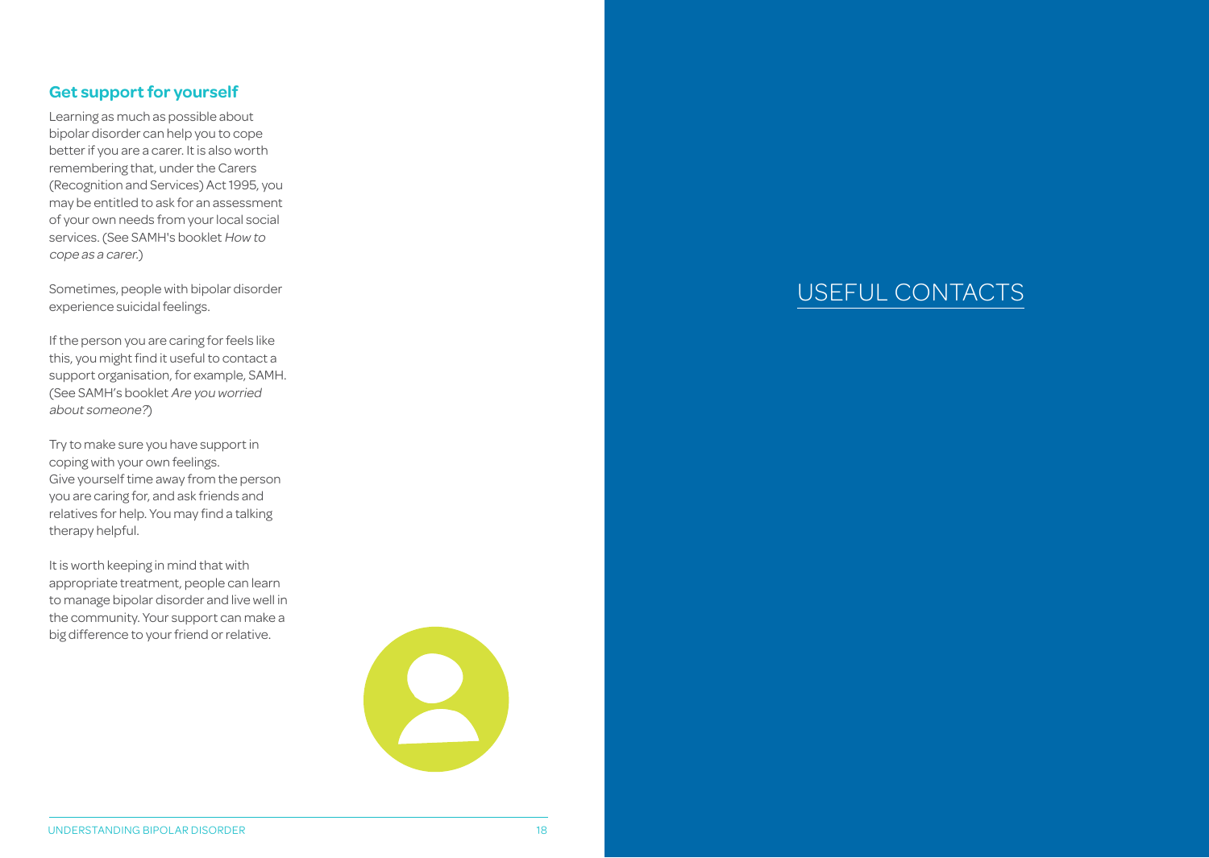## Get support for yourself

Learning as much as possible about bipolar disorder can help you to cope better if you are a carer. It is also worth remembering that, under the Carers (Recognition and Services) Act 1995, you may be entitled to ask for an assessment of your own needs from your local social services. (See SAMH's booklet *How to cope as a carer.*)

Sometimes, people with bipolar disorder experience suicidal feelings.

If the person you are caring for feels like this, you might find it useful to contact a support organisation, for example, SAMH. (See SAMH's booklet *Are you worried about someone?*)

Try to make sure you have support in coping with your own feelings. Give yourself time away from the person you are caring for, and ask friends and relatives for help. You may find a talking therapy helpful.

It is worth keeping in mind that with appropriate treatment, people can learn to manage bipolar disorder and live well in the community. Your support can make a big difference to your friend or relative.

# USEFUL CONTACTS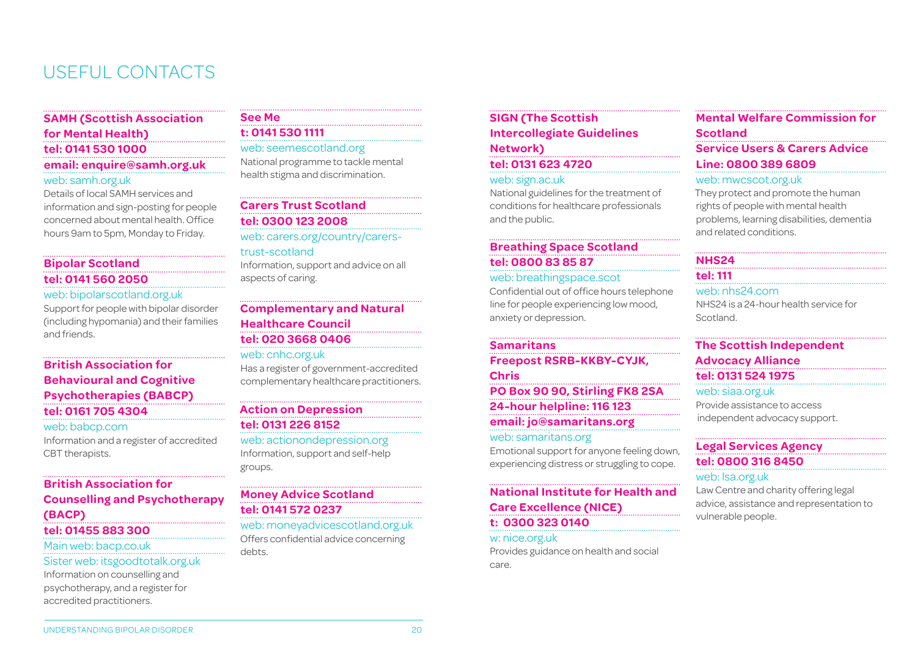# USEFUL CONTACTS

**SAMH (Scottish Association for Mental Health)**
**tel: 0141 530 1000**
**email: enquire@samh.org.uk**
web: samh.org.uk
Details of local SAMH services and information and sign-posting for people concerned about mental health. Office hours 9am to 5pm, Monday to Friday.

**Bipolar Scotland**
**tel: 0141 560 2050**
web: bipolarscotland.org.uk
Support for people with bipolar disorder (including hypomania) and their families and friends.

**British Association for Behavioural and Cognitive Psychotherapies (BABCP)**
**tel: 0161 705 4304**
web: babcp.com
Information and a register of accredited CBT therapists.

**British Association for Counselling and Psychotherapy (BACP)**
**tel: 01455 883 300**
Main web: bacp.co.uk
Sister web: itsgoodtotalk.org.uk
Information on counselling and psychotherapy, and a register for accredited practitioners.

**See Me**
**t: 0141 530 1111**
web: seemescotland.org
National programme to tackle mental health stigma and discrimination.

**Carers Trust Scotland**
**tel: 0300 123 2008**
web: carers.org/country/carers-trust-scotland
Information, support and advice on all aspects of caring.

**Complementary and Natural Healthcare Council**
**tel: 020 3668 0406**
web: cnhc.org.uk
Has a register of government-accredited complementary healthcare practitioners.

**Action on Depression**
**tel: 0131 226 8152**
web: actionondepression.org
Information, support and self-help groups.

**Money Advice Scotland**
**tel: 0141 572 0237**
web: moneyadvicescotland.org.uk
Offers confidential advice concerning debts.

**SIGN (The Scottish Intercollegiate Guidelines Network)**
**tel: 0131 623 4720**
web: sign.ac.uk
National guidelines for the treatment of conditions for healthcare professionals and the public.

**Breathing Space Scotland**
**tel: 0800 83 85 87**
web: breathingspace.scot
Confidential out of office hours telephone line for people experiencing low mood, anxiety or depression.

**Samaritans**
**Freepost RSRB-KKBY-CYJK, Chris**
**PO Box 90 90, Stirling FK8 2SA**
**24-hour helpline: 116 123**
**email: jo@samaritans.org**
web: samaritans.org
Emotional support for anyone feeling down, experiencing distress or struggling to cope.

**National Institute for Health and Care Excellence (NICE)**
**t: 0300 323 0140**
w: nice.org.uk
Provides guidance on health and social care.

**Mental Welfare Commission for Scotland**
**Service Users & Carers Advice Line: 0800 389 6809**
web: mwcscot.org.uk
They protect and promote the human rights of people with mental health problems, learning disabilities, dementia and related conditions.

**NHS24**
**tel: 111**
web: nhs24.com
NHS24 is a 24-hour health service for Scotland.

**The Scottish Independent Advocacy Alliance**
**tel: 0131 524 1975**
web: siaa.org.uk
Provide assistance to access independent advocacy support.

**Legal Services Agency**
**tel: 0800 316 8450**
web: lsa.org.uk
Law Centre and charity offering legal advice, assistance and representation to vulnerable people.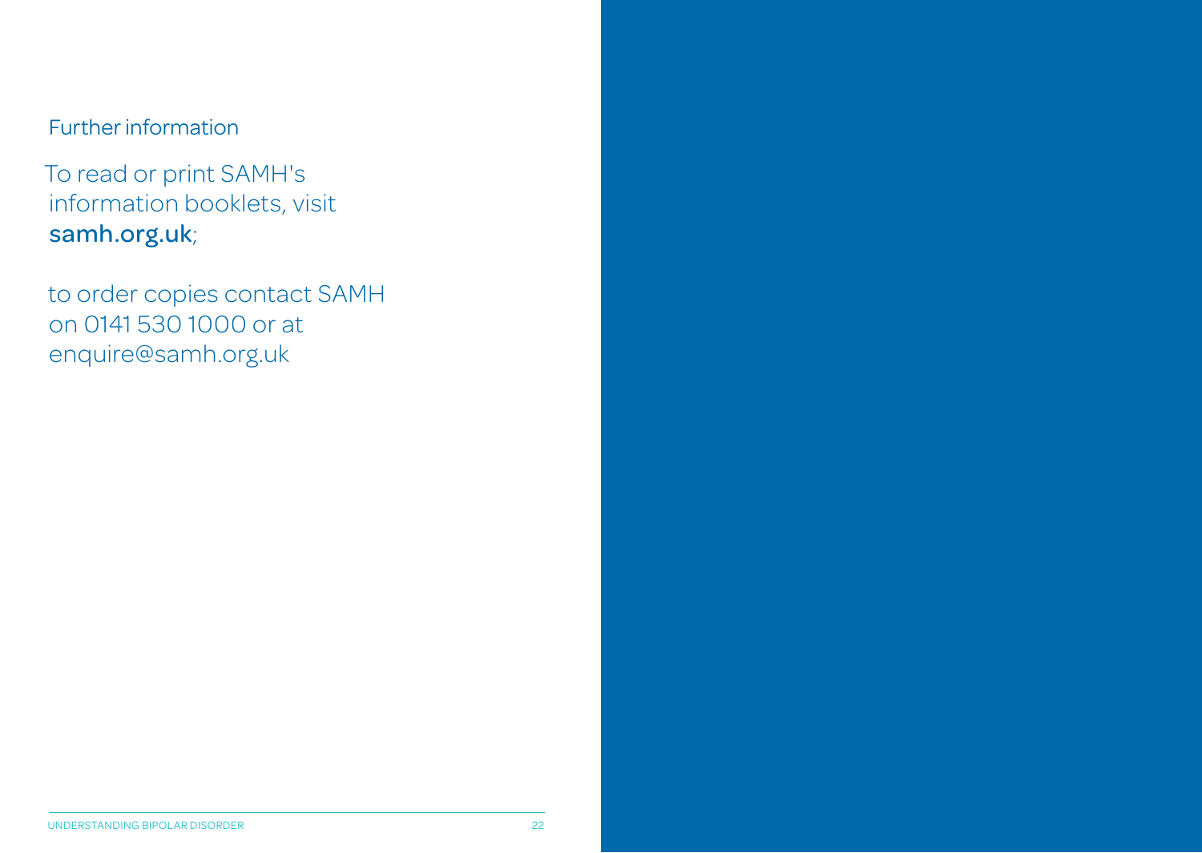## Further information

To read or print SAMH's information booklets, visit **samh.org.uk**;

to order copies contact SAMH on 0141 530 1000 or at enquire@samh.org.uk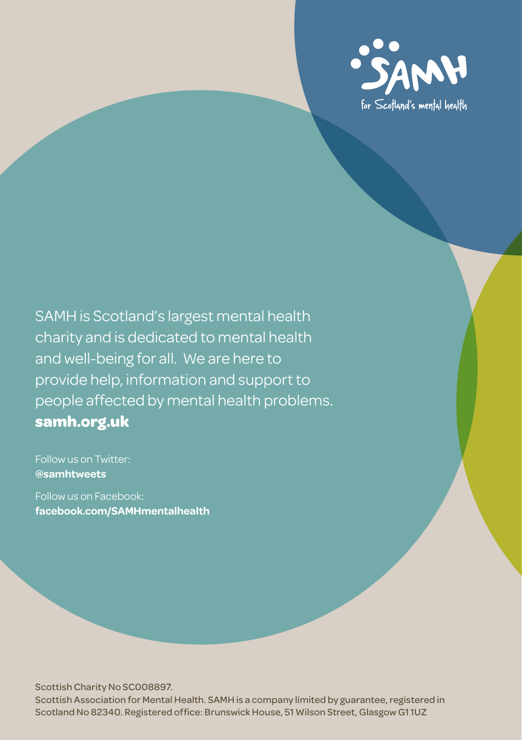SAMH

for Scotland's mental health

SAMH is Scotland's largest mental health charity and is dedicated to mental health and well-being for all. We are here to provide help, information and support to people affected by mental health problems.

**samh.org.uk**

Follow us on Twitter:
**@samhtweets**

Follow us on Facebook:
**facebook.com/SAMHmentalhealth**

Scottish Charity No SC008897.
Scottish Association for Mental Health. SAMH is a company limited by guarantee, registered in Scotland No 82340. Registered office: Brunswick House, 51 Wilson Street, Glasgow G1 1UZ